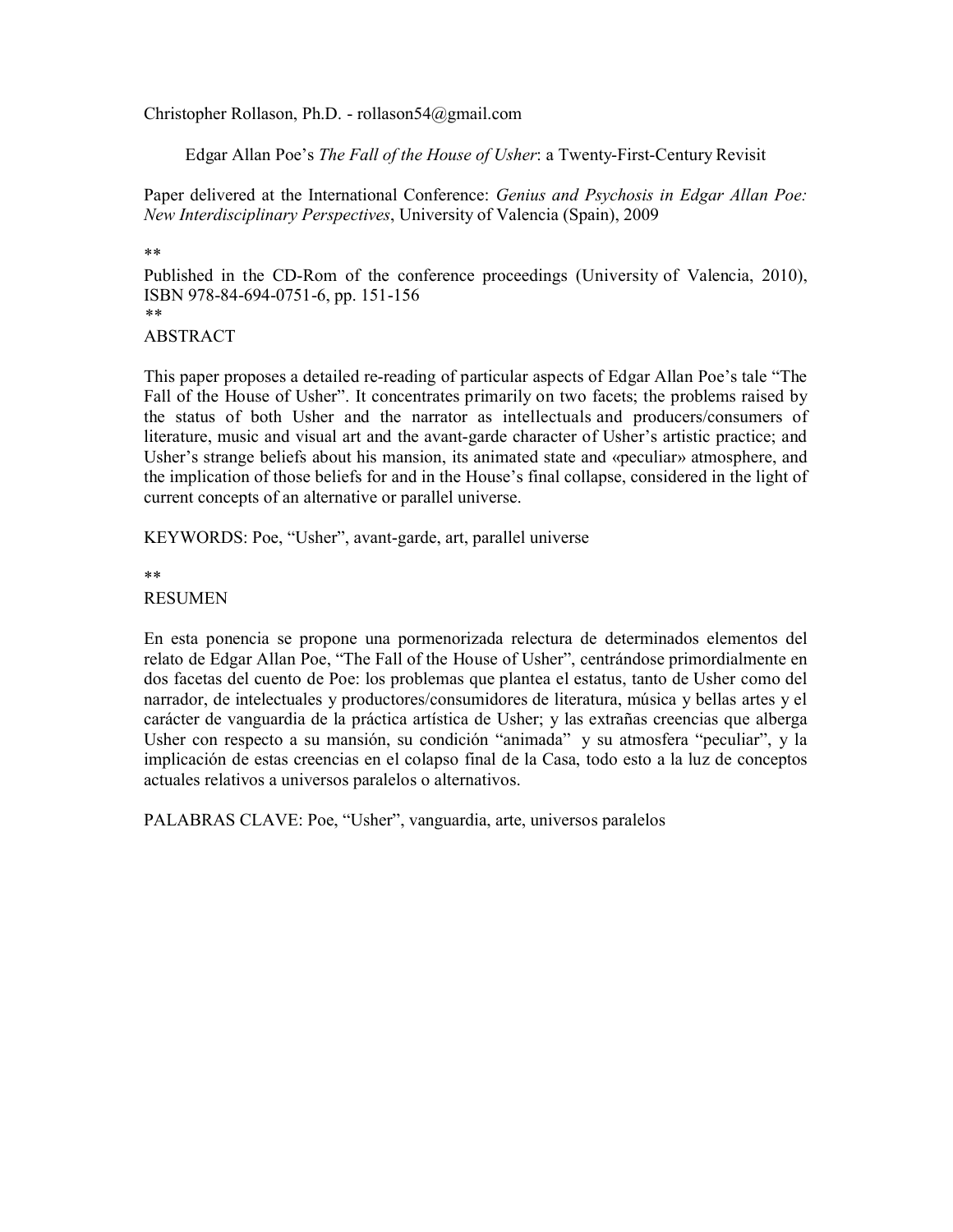Christopher Rollason, Ph.D. - rollason54@gmail.com

Edgar Allan Poe's *The Fall of the House of Usher*: a Twenty-First-Century Revisit

Paper delivered at the International Conference: *Genius and Psychosis in Edgar Allan Poe: New Interdisciplinary Perspectives*, University of Valencia (Spain), 2009

**

Published in the CD-Rom of the conference proceedings (University of Valencia, 2010), ISBN 978-84-694-0751-6, pp. 151-156

**

ABSTRACT

This paper proposes a detailed re-reading of particular aspects of Edgar Allan Poe's tale "The Fall of the House of Usher". It concentrates primarily on two facets; the problems raised by the status of both Usher and the narrator as intellectuals and producers/consumers of literature, music and visual art and the avant-garde character of Usher's artistic practice; and Usher's strange beliefs about his mansion, its animated state and «peculiar» atmosphere, and the implication of those beliefs for and in the House's final collapse, considered in the light of current concepts of an alternative or parallel universe.

KEYWORDS: Poe, "Usher", avant-garde, art, parallel universe

**

RESUMEN

En esta ponencia se propone una pormenorizada relectura de determinados elementos del relato de Edgar Allan Poe, "The Fall of the House of Usher", centrándose primordialmente en dos facetas del cuento de Poe: los problemas que plantea el estatus, tanto de Usher como del narrador, de intelectuales y productores/consumidores de literatura, música y bellas artes y el carácter de vanguardia de la práctica artística de Usher; y las extrañas creencias que alberga Usher con respecto a su mansión, su condición "animada" y su atmosfera "peculiar", y la implicación de estas creencias en el colapso final de la Casa, todo esto a la luz de conceptos actuales relativos a universos paralelos o alternativos.

PALABRAS CLAVE: Poe, "Usher", vanguardia, arte, universos paralelos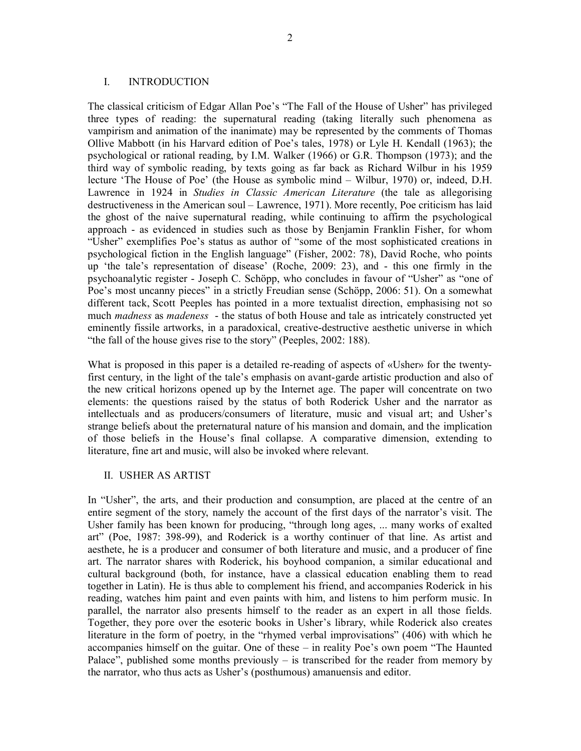## I. INTRODUCTION

The classical criticism of Edgar Allan Poe's "The Fall of the House of Usher" has privileged three types of reading: the supernatural reading (taking literally such phenomena as vampirism and animation of the inanimate) may be represented by the comments of Thomas Ollive Mabbott (in his Harvard edition of Poe's tales, 1978) or Lyle H. Kendall (1963); the psychological or rational reading, by I.M. Walker (1966) or G.R. Thompson (1973); and the third way of symbolic reading, by texts going as far back as Richard Wilbur in his 1959 lecture 'The House of Poe' (the House as symbolic mind – Wilbur, 1970) or, indeed, D.H. Lawrence in 1924 in *Studies in Classic American Literature* (the tale as allegorising destructiveness in the American soul – Lawrence, 1971). More recently, Poe criticism has laid the ghost of the naive supernatural reading, while continuing to affirm the psychological approach - as evidenced in studies such as those by Benjamin Franklin Fisher, for whom "Usher" exemplifies Poe's status as author of "some of the most sophisticated creations in psychological fiction in the English language" (Fisher, 2002: 78), David Roche, who points up 'the tale's representation of disease' (Roche, 2009: 23), and - this one firmly in the psychoanalytic register - Joseph C. Schöpp, who concludes in favour of "Usher" as "one of Poe's most uncanny pieces" in a strictly Freudian sense (Schöpp, 2006: 51). On a somewhat different tack, Scott Peeples has pointed in a more textualist direction, emphasising not so much *madness* as *madeness* - the status of both House and tale as intricately constructed yet eminently fissile artworks, in a paradoxical, creative-destructive aesthetic universe in which "the fall of the house gives rise to the story" (Peeples, 2002: 188).

What is proposed in this paper is a detailed re-reading of aspects of «Usher» for the twenty-first century, in the light of the tale's emphasis on avant-garde artistic production and also of the new critical horizons opened up by the Internet age. The paper will concentrate on two elements: the questions raised by the status of both Roderick Usher and the narrator as intellectuals and as producers/consumers of literature, music and visual art; and Usher's strange beliefs about the preternatural nature of his mansion and domain, and the implication of those beliefs in the House's final collapse. A comparative dimension, extending to literature, fine art and music, will also be invoked where relevant.

## II. USHER AS ARTIST

In "Usher", the arts, and their production and consumption, are placed at the centre of an entire segment of the story, namely the account of the first days of the narrator's visit. The Usher family has been known for producing, "through long ages, ... many works of exalted art" (Poe, 1987: 398-99), and Roderick is a worthy continuer of that line. As artist and aesthete, he is a producer and consumer of both literature and music, and a producer of fine art. The narrator shares with Roderick, his boyhood companion, a similar educational and cultural background (both, for instance, have a classical education enabling them to read together in Latin). He is thus able to complement his friend, and accompanies Roderick in his reading, watches him paint and even paints with him, and listens to him perform music. In parallel, the narrator also presents himself to the reader as an expert in all those fields. Together, they pore over the esoteric books in Usher's library, while Roderick also creates literature in the form of poetry, in the "rhymed verbal improvisations" (406) with which he accompanies himself on the guitar. One of these – in reality Poe's own poem "The Haunted Palace", published some months previously – is transcribed for the reader from memory by the narrator, who thus acts as Usher's (posthumous) amanuensis and editor.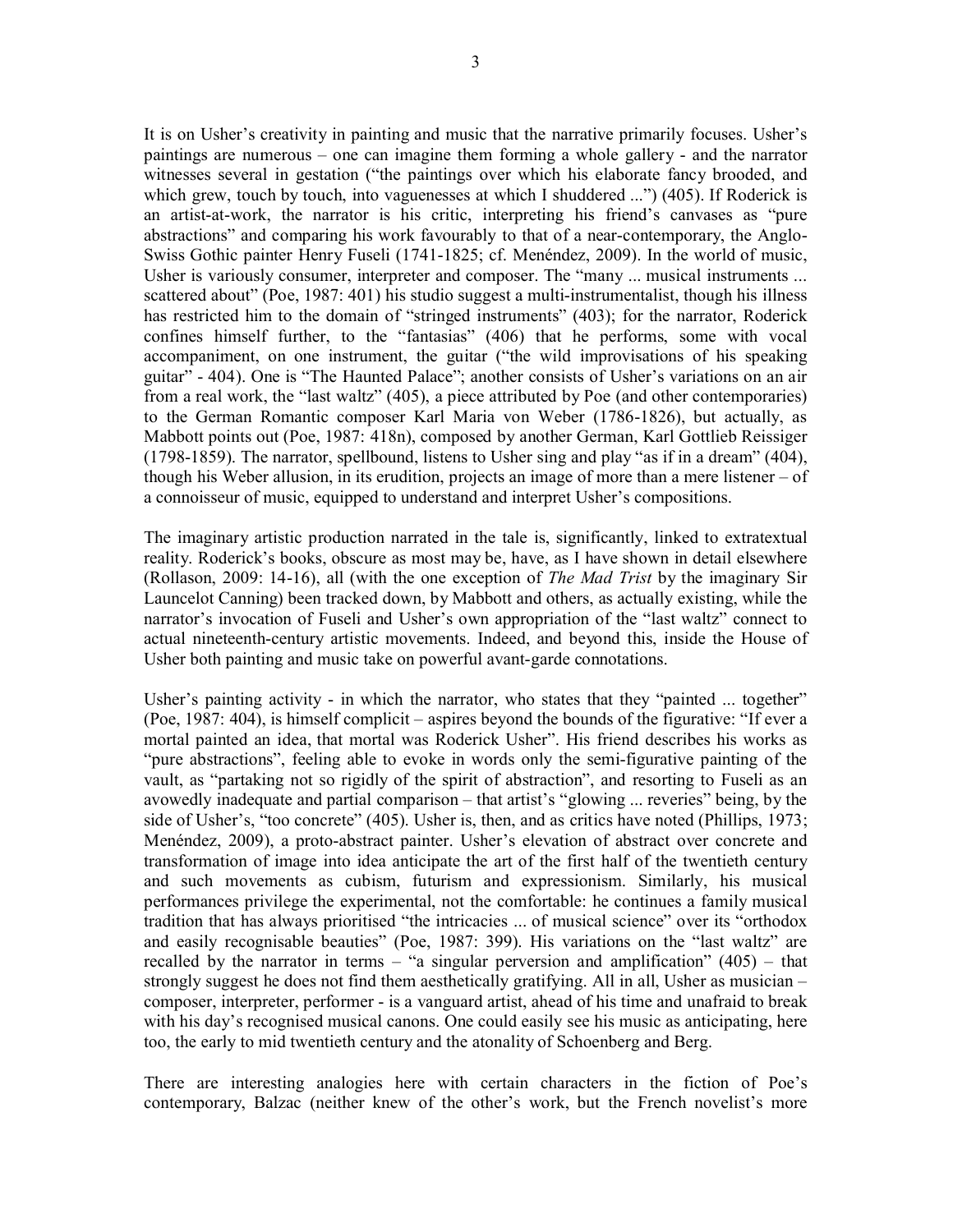It is on Usher's creativity in painting and music that the narrative primarily focuses. Usher's paintings are numerous – one can imagine them forming a whole gallery - and the narrator witnesses several in gestation ("the paintings over which his elaborate fancy brooded, and which grew, touch by touch, into vaguenesses at which I shuddered ...") (405). If Roderick is an artist-at-work, the narrator is his critic, interpreting his friend's canvases as "pure abstractions" and comparing his work favourably to that of a near-contemporary, the Anglo-Swiss Gothic painter Henry Fuseli (1741-1825; cf. Menéndez, 2009). In the world of music, Usher is variously consumer, interpreter and composer. The "many ... musical instruments ... scattered about" (Poe, 1987: 401) his studio suggest a multi-instrumentalist, though his illness has restricted him to the domain of "stringed instruments" (403); for the narrator, Roderick confines himself further, to the "fantasias" (406) that he performs, some with vocal accompaniment, on one instrument, the guitar ("the wild improvisations of his speaking guitar" - 404). One is "The Haunted Palace"; another consists of Usher's variations on an air from a real work, the "last waltz" (405), a piece attributed by Poe (and other contemporaries) to the German Romantic composer Karl Maria von Weber (1786-1826), but actually, as Mabbott points out (Poe, 1987: 418n), composed by another German, Karl Gottlieb Reissiger (1798-1859). The narrator, spellbound, listens to Usher sing and play "as if in a dream" (404), though his Weber allusion, in its erudition, projects an image of more than a mere listener – of a connoisseur of music, equipped to understand and interpret Usher's compositions.

The imaginary artistic production narrated in the tale is, significantly, linked to extratextual reality. Roderick's books, obscure as most may be, have, as I have shown in detail elsewhere (Rollason, 2009: 14-16), all (with the one exception of *The Mad Trist* by the imaginary Sir Launcelot Canning) been tracked down, by Mabbott and others, as actually existing, while the narrator's invocation of Fuseli and Usher's own appropriation of the "last waltz" connect to actual nineteenth-century artistic movements. Indeed, and beyond this, inside the House of Usher both painting and music take on powerful avant-garde connotations.

Usher's painting activity - in which the narrator, who states that they "painted ... together" (Poe, 1987: 404), is himself complicit – aspires beyond the bounds of the figurative: "If ever a mortal painted an idea, that mortal was Roderick Usher". His friend describes his works as "pure abstractions", feeling able to evoke in words only the semi-figurative painting of the vault, as "partaking not so rigidly of the spirit of abstraction", and resorting to Fuseli as an avowedly inadequate and partial comparison – that artist's "glowing ... reveries" being, by the side of Usher's, "too concrete" (405). Usher is, then, and as critics have noted (Phillips, 1973; Menéndez, 2009), a proto-abstract painter. Usher's elevation of abstract over concrete and transformation of image into idea anticipate the art of the first half of the twentieth century and such movements as cubism, futurism and expressionism. Similarly, his musical performances privilege the experimental, not the comfortable: he continues a family musical tradition that has always prioritised "the intricacies ... of musical science" over its "orthodox and easily recognisable beauties" (Poe, 1987: 399). His variations on the "last waltz" are recalled by the narrator in terms – "a singular perversion and amplification" (405) – that strongly suggest he does not find them aesthetically gratifying. All in all, Usher as musician – composer, interpreter, performer - is a vanguard artist, ahead of his time and unafraid to break with his day's recognised musical canons. One could easily see his music as anticipating, here too, the early to mid twentieth century and the atonality of Schoenberg and Berg.

There are interesting analogies here with certain characters in the fiction of Poe's contemporary, Balzac (neither knew of the other's work, but the French novelist's more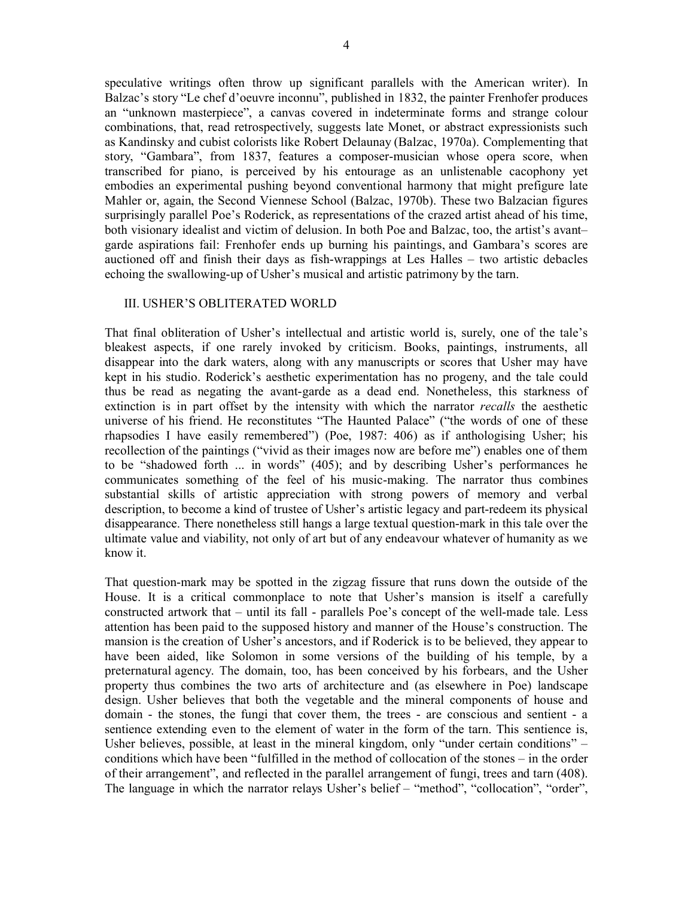speculative writings often throw up significant parallels with the American writer). In Balzac's story "Le chef d'oeuvre inconnu", published in 1832, the painter Frenhofer produces an "unknown masterpiece", a canvas covered in indeterminate forms and strange colour combinations, that, read retrospectively, suggests late Monet, or abstract expressionists such as Kandinsky and cubist colorists like Robert Delaunay (Balzac, 1970a). Complementing that story, "Gambara", from 1837, features a composer-musician whose opera score, when transcribed for piano, is perceived by his entourage as an unlistenable cacophony yet embodies an experimental pushing beyond conventional harmony that might prefigure late Mahler or, again, the Second Viennese School (Balzac, 1970b). These two Balzacian figures surprisingly parallel Poe's Roderick, as representations of the crazed artist ahead of his time, both visionary idealist and victim of delusion. In both Poe and Balzac, too, the artist's avant–garde aspirations fail: Frenhofer ends up burning his paintings, and Gambara's scores are auctioned off and finish their days as fish-wrappings at Les Halles – two artistic debacles echoing the swallowing-up of Usher's musical and artistic patrimony by the tarn.

## III. USHER'S OBLITERATED WORLD

That final obliteration of Usher's intellectual and artistic world is, surely, one of the tale's bleakest aspects, if one rarely invoked by criticism. Books, paintings, instruments, all disappear into the dark waters, along with any manuscripts or scores that Usher may have kept in his studio. Roderick's aesthetic experimentation has no progeny, and the tale could thus be read as negating the avant-garde as a dead end. Nonetheless, this starkness of extinction is in part offset by the intensity with which the narrator *recalls* the aesthetic universe of his friend. He reconstitutes "The Haunted Palace" ("the words of one of these rhapsodies I have easily remembered") (Poe, 1987: 406) as if anthologising Usher; his recollection of the paintings ("vivid as their images now are before me") enables one of them to be "shadowed forth ... in words" (405); and by describing Usher's performances he communicates something of the feel of his music-making. The narrator thus combines substantial skills of artistic appreciation with strong powers of memory and verbal description, to become a kind of trustee of Usher's artistic legacy and part-redeem its physical disappearance. There nonetheless still hangs a large textual question-mark in this tale over the ultimate value and viability, not only of art but of any endeavour whatever of humanity as we know it.

That question-mark may be spotted in the zigzag fissure that runs down the outside of the House. It is a critical commonplace to note that Usher's mansion is itself a carefully constructed artwork that – until its fall - parallels Poe's concept of the well-made tale. Less attention has been paid to the supposed history and manner of the House's construction. The mansion is the creation of Usher's ancestors, and if Roderick is to be believed, they appear to have been aided, like Solomon in some versions of the building of his temple, by a preternatural agency. The domain, too, has been conceived by his forbears, and the Usher property thus combines the two arts of architecture and (as elsewhere in Poe) landscape design. Usher believes that both the vegetable and the mineral components of house and domain - the stones, the fungi that cover them, the trees - are conscious and sentient - a sentience extending even to the element of water in the form of the tarn. This sentience is, Usher believes, possible, at least in the mineral kingdom, only "under certain conditions" – conditions which have been "fulfilled in the method of collocation of the stones – in the order of their arrangement", and reflected in the parallel arrangement of fungi, trees and tarn (408). The language in which the narrator relays Usher's belief – "method", "collocation", "order",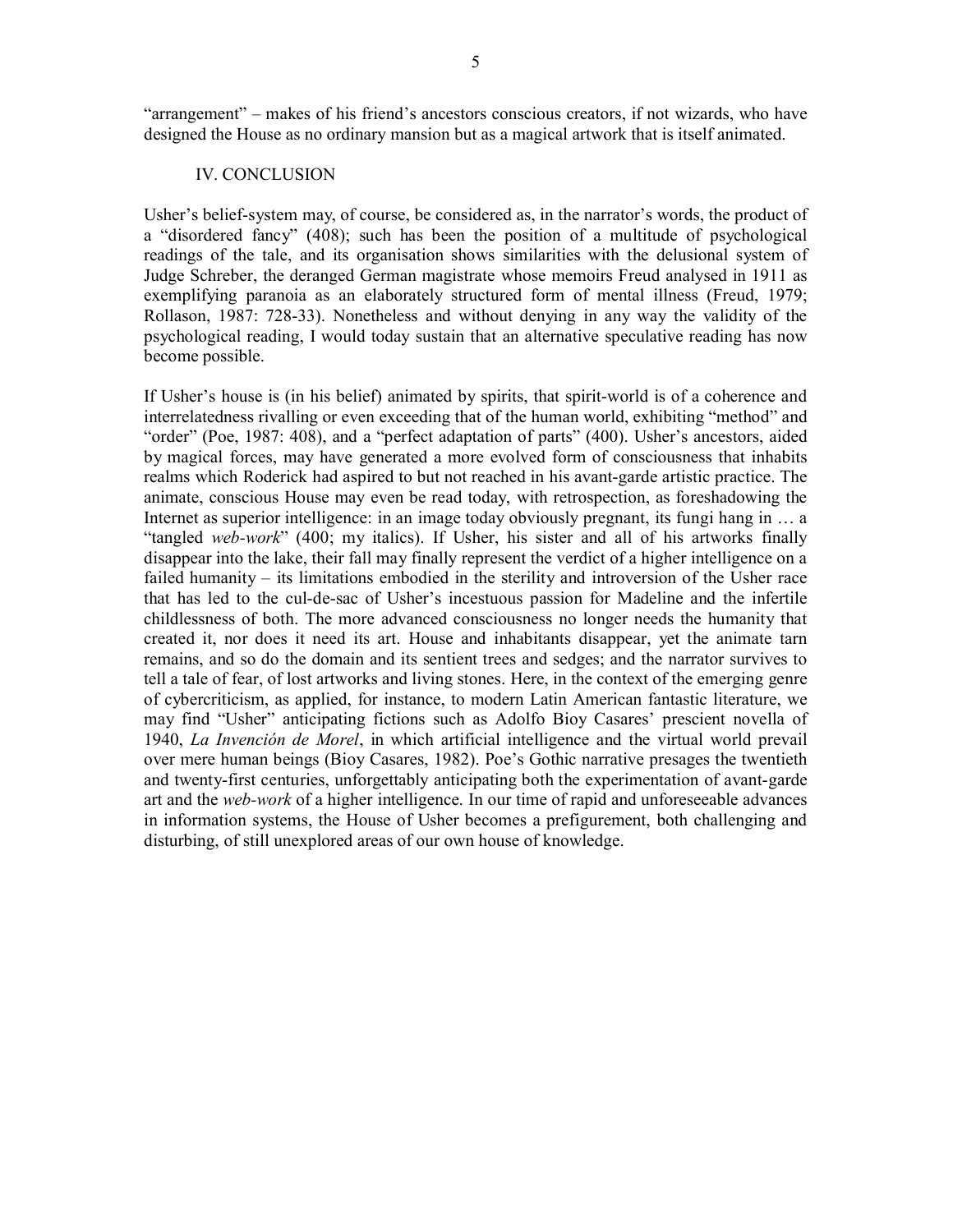"arrangement" – makes of his friend's ancestors conscious creators, if not wizards, who have designed the House as no ordinary mansion but as a magical artwork that is itself animated.

## IV. CONCLUSION

Usher's belief-system may, of course, be considered as, in the narrator's words, the product of a "disordered fancy" (408); such has been the position of a multitude of psychological readings of the tale, and its organisation shows similarities with the delusional system of Judge Schreber, the deranged German magistrate whose memoirs Freud analysed in 1911 as exemplifying paranoia as an elaborately structured form of mental illness (Freud, 1979; Rollason, 1987: 728-33). Nonetheless and without denying in any way the validity of the psychological reading, I would today sustain that an alternative speculative reading has now become possible.

If Usher's house is (in his belief) animated by spirits, that spirit-world is of a coherence and interrelatedness rivalling or even exceeding that of the human world, exhibiting "method" and "order" (Poe, 1987: 408), and a "perfect adaptation of parts" (400). Usher's ancestors, aided by magical forces, may have generated a more evolved form of consciousness that inhabits realms which Roderick had aspired to but not reached in his avant-garde artistic practice. The animate, conscious House may even be read today, with retrospection, as foreshadowing the Internet as superior intelligence: in an image today obviously pregnant, its fungi hang in … a "tangled *web-work*" (400; my italics). If Usher, his sister and all of his artworks finally disappear into the lake, their fall may finally represent the verdict of a higher intelligence on a failed humanity – its limitations embodied in the sterility and introversion of the Usher race that has led to the cul-de-sac of Usher's incestuous passion for Madeline and the infertile childlessness of both. The more advanced consciousness no longer needs the humanity that created it, nor does it need its art. House and inhabitants disappear, yet the animate tarn remains, and so do the domain and its sentient trees and sedges; and the narrator survives to tell a tale of fear, of lost artworks and living stones. Here, in the context of the emerging genre of cybercriticism, as applied, for instance, to modern Latin American fantastic literature, we may find "Usher" anticipating fictions such as Adolfo Bioy Casares' prescient novella of 1940, *La Invención de Morel*, in which artificial intelligence and the virtual world prevail over mere human beings (Bioy Casares, 1982). Poe's Gothic narrative presages the twentieth and twenty-first centuries, unforgettably anticipating both the experimentation of avant-garde art and the *web-work* of a higher intelligence. In our time of rapid and unforeseeable advances in information systems, the House of Usher becomes a prefigurement, both challenging and disturbing, of still unexplored areas of our own house of knowledge.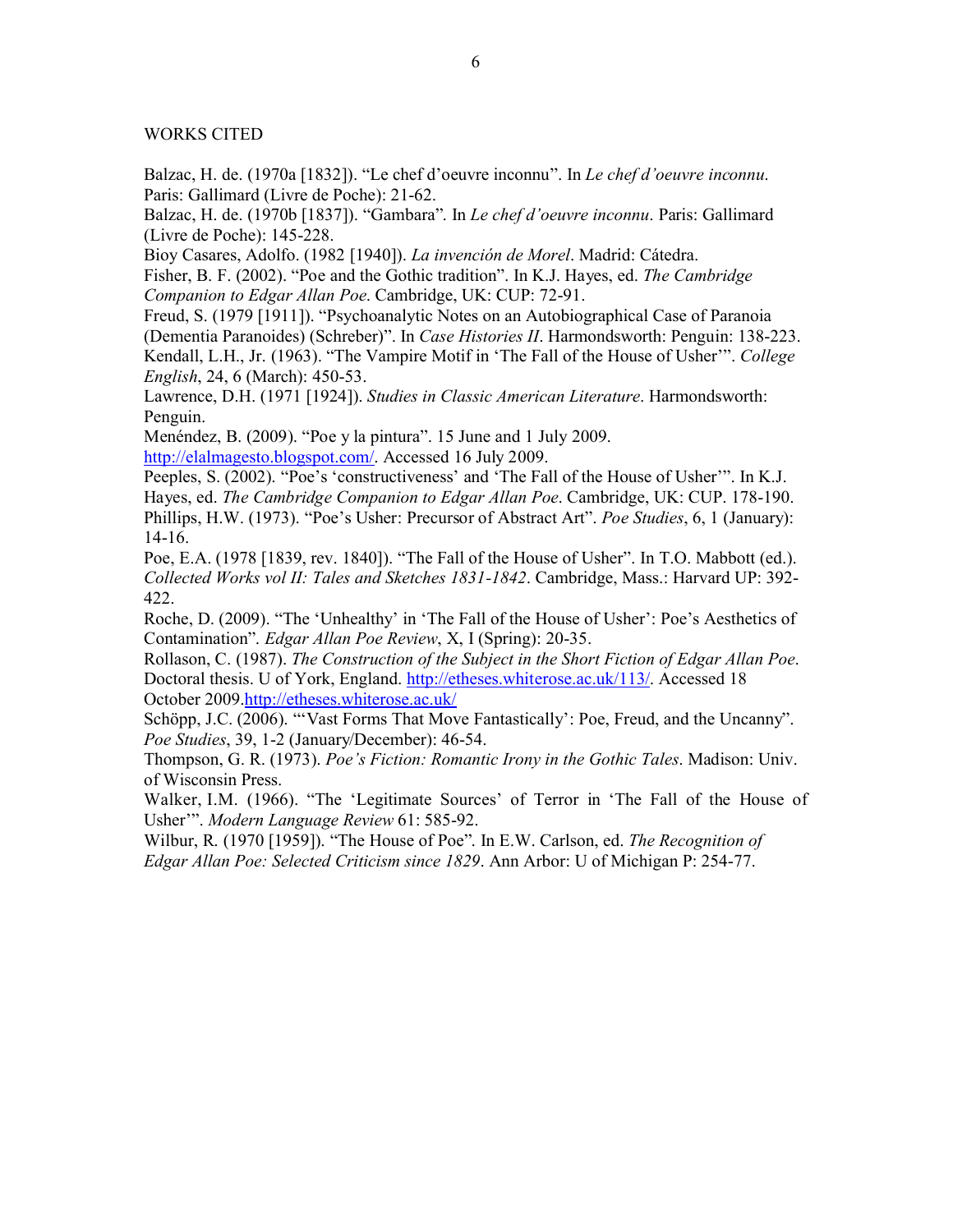WORKS CITED

Balzac, H. de. (1970a [1832]). "Le chef d'oeuvre inconnu". In *Le chef d'oeuvre inconnu*. Paris: Gallimard (Livre de Poche): 21-62.

Balzac, H. de. (1970b [1837]). "Gambara". In *Le chef d'oeuvre inconnu*. Paris: Gallimard (Livre de Poche): 145-228.

Bioy Casares, Adolfo. (1982 [1940]). *La invención de Morel*. Madrid: Cátedra.

Fisher, B. F. (2002). "Poe and the Gothic tradition". In K.J. Hayes, ed. *The Cambridge Companion to Edgar Allan Poe*. Cambridge, UK: CUP: 72-91.

Freud, S. (1979 [1911]). "Psychoanalytic Notes on an Autobiographical Case of Paranoia (Dementia Paranoides) (Schreber)". In *Case Histories II*. Harmondsworth: Penguin: 138-223.

Kendall, L.H., Jr. (1963). "The Vampire Motif in 'The Fall of the House of Usher'". *College English*, 24, 6 (March): 450-53.

Lawrence, D.H. (1971 [1924]). *Studies in Classic American Literature*. Harmondsworth: Penguin.

Menéndez, B. (2009). "Poe y la pintura". 15 June and 1 July 2009. http://elalmagesto.blogspot.com/. Accessed 16 July 2009.

Peeples, S. (2002). "Poe's 'constructiveness' and 'The Fall of the House of Usher'". In K.J. Hayes, ed. *The Cambridge Companion to Edgar Allan Poe*. Cambridge, UK: CUP. 178-190.

Phillips, H.W. (1973). "Poe's Usher: Precursor of Abstract Art". *Poe Studies*, 6, 1 (January): 14-16.

Poe, E.A. (1978 [1839, rev. 1840]). "The Fall of the House of Usher". In T.O. Mabbott (ed.). *Collected Works vol II: Tales and Sketches 1831-1842*. Cambridge, Mass.: Harvard UP: 392-422.

Roche, D. (2009). "The 'Unhealthy' in 'The Fall of the House of Usher': Poe's Aesthetics of Contamination". *Edgar Allan Poe Review*, X, I (Spring): 20-35.

Rollason, C. (1987). *The Construction of the Subject in the Short Fiction of Edgar Allan Poe*. Doctoral thesis. U of York, England. http://etheses.whiterose.ac.uk/113/. Accessed 18 October 2009.http://etheses.whiterose.ac.uk/

Schöpp, J.C. (2006). "'Vast Forms That Move Fantastically': Poe, Freud, and the Uncanny". *Poe Studies*, 39, 1-2 (January/December): 46-54.

Thompson, G. R. (1973). *Poe's Fiction: Romantic Irony in the Gothic Tales*. Madison: Univ. of Wisconsin Press.

Walker, I.M. (1966). "The 'Legitimate Sources' of Terror in 'The Fall of the House of Usher'". *Modern Language Review* 61: 585-92.

Wilbur, R. (1970 [1959]). "The House of Poe". In E.W. Carlson, ed. *The Recognition of Edgar Allan Poe: Selected Criticism since 1829*. Ann Arbor: U of Michigan P: 254-77.